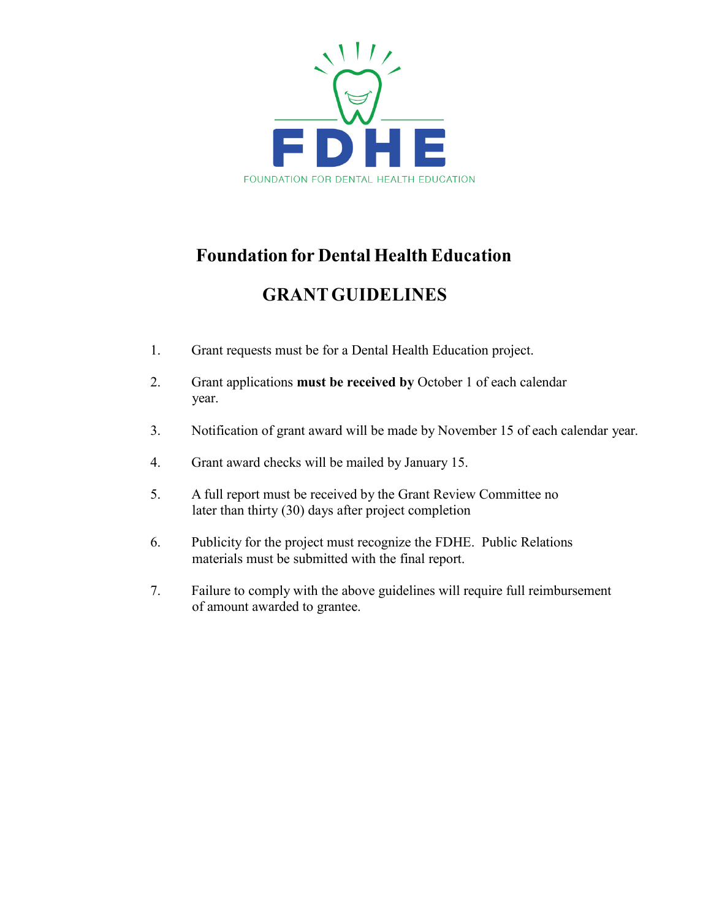FDHE

FOUNDATION FOR DENTAL HEALTH EDUCATION

# Foundation for Dental Health Education

## GRANT GUIDELINES

1. Grant requests must be for a Dental Health Education project.
2. Grant applications **must be received by** October 1 of each calendar year.
3. Notification of grant award will be made by November 15 of each calendar year.
4. Grant award checks will be mailed by January 15.
5. A full report must be received by the Grant Review Committee no later than thirty (30) days after project completion
6. Publicity for the project must recognize the FDHE. Public Relations materials must be submitted with the final report.
7. Failure to comply with the above guidelines will require full reimbursement of amount awarded to grantee.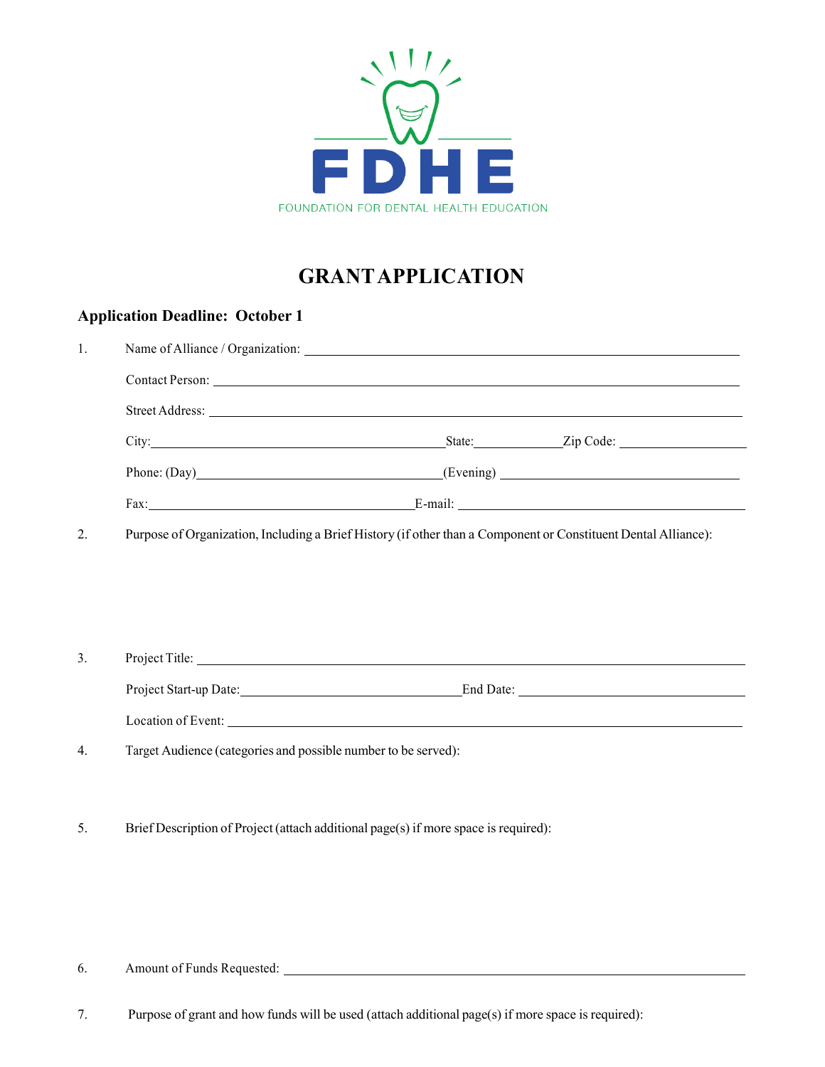FDHE

FOUNDATION FOR DENTAL HEALTH EDUCATION

# GRANT APPLICATION

### Application Deadline: October 1

1. Name of Alliance / Organization: ______________________________

   Contact Person: ______________________________

   Street Address: ______________________________

   City: ____________________ State: __________ Zip Code: __________

   Phone: (Day) ____________________ (Evening) ____________________

   Fax: ____________________ E-mail: ____________________

2. Purpose of Organization, Including a Brief History (if other than a Component or Constituent Dental Alliance):

3. Project Title: ______________________________

   Project Start-up Date: ____________________ End Date: ____________________

   Location of Event: ______________________________

4. Target Audience (categories and possible number to be served):

5. Brief Description of Project (attach additional page(s) if more space is required):

6. Amount of Funds Requested: ______________________________

7. Purpose of grant and how funds will be used (attach additional page(s) if more space is required):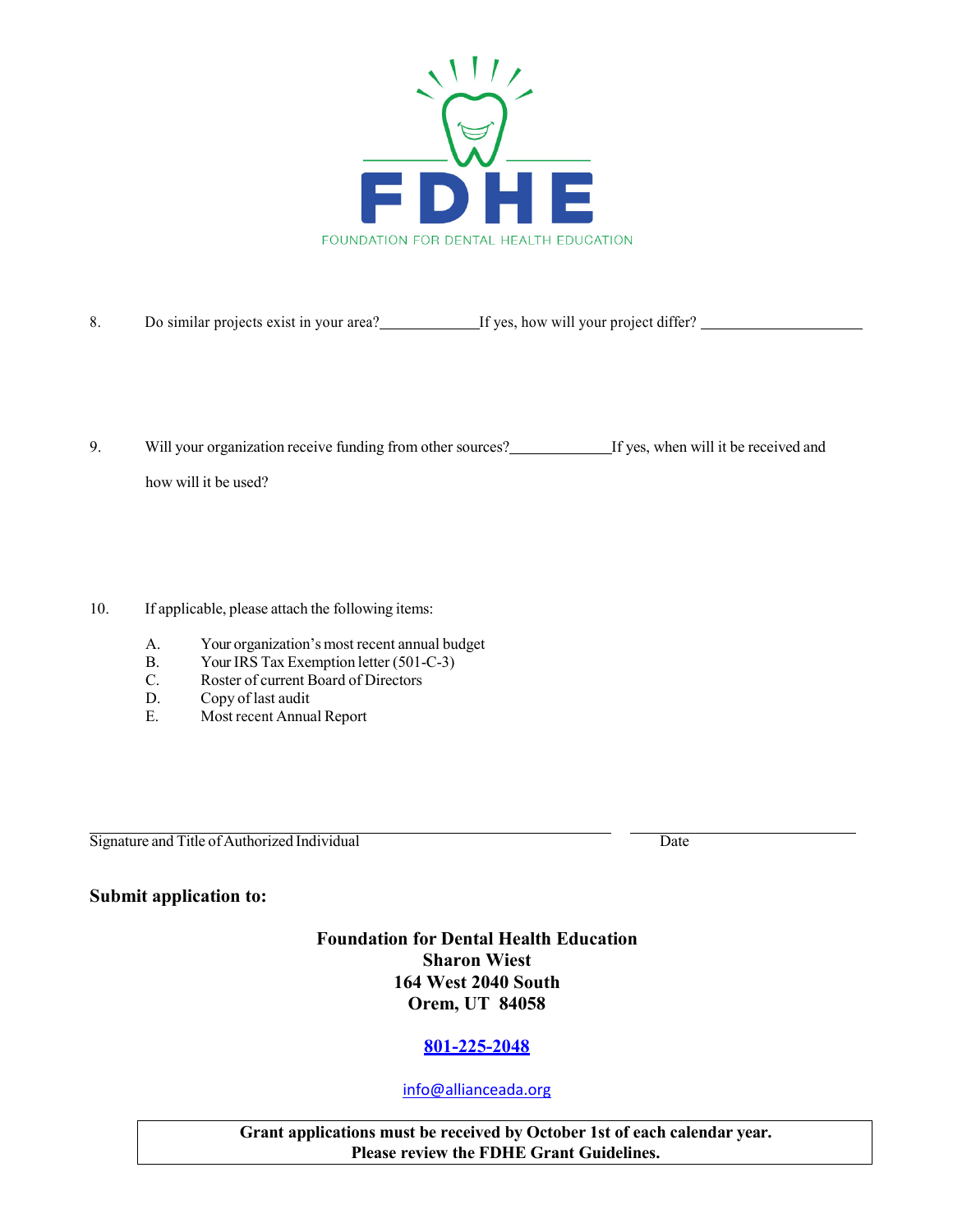FDHE

FOUNDATION FOR DENTAL HEALTH EDUCATION

8. Do similar projects exist in your area?____________ If yes, how will your project differ? ____________________

9. Will your organization receive funding from other sources?____________ If yes, when will it be received and how will it be used?

10. If applicable, please attach the following items:

   A. Your organization's most recent annual budget
   B. Your IRS Tax Exemption letter (501-C-3)
   C. Roster of current Board of Directors
   D. Copy of last audit
   E. Most recent Annual Report

______________________________________________ ____________________

Signature and Title of Authorized Individual Date

**Submit application to:**

**Foundation for Dental Health Education**
**Sharon Wiest**
**164 West 2040 South**
**Orem, UT 84058**

**801-225-2048**

info@allianceada.org

**Grant applications must be received by October 1st of each calendar year.**
**Please review the FDHE Grant Guidelines.**